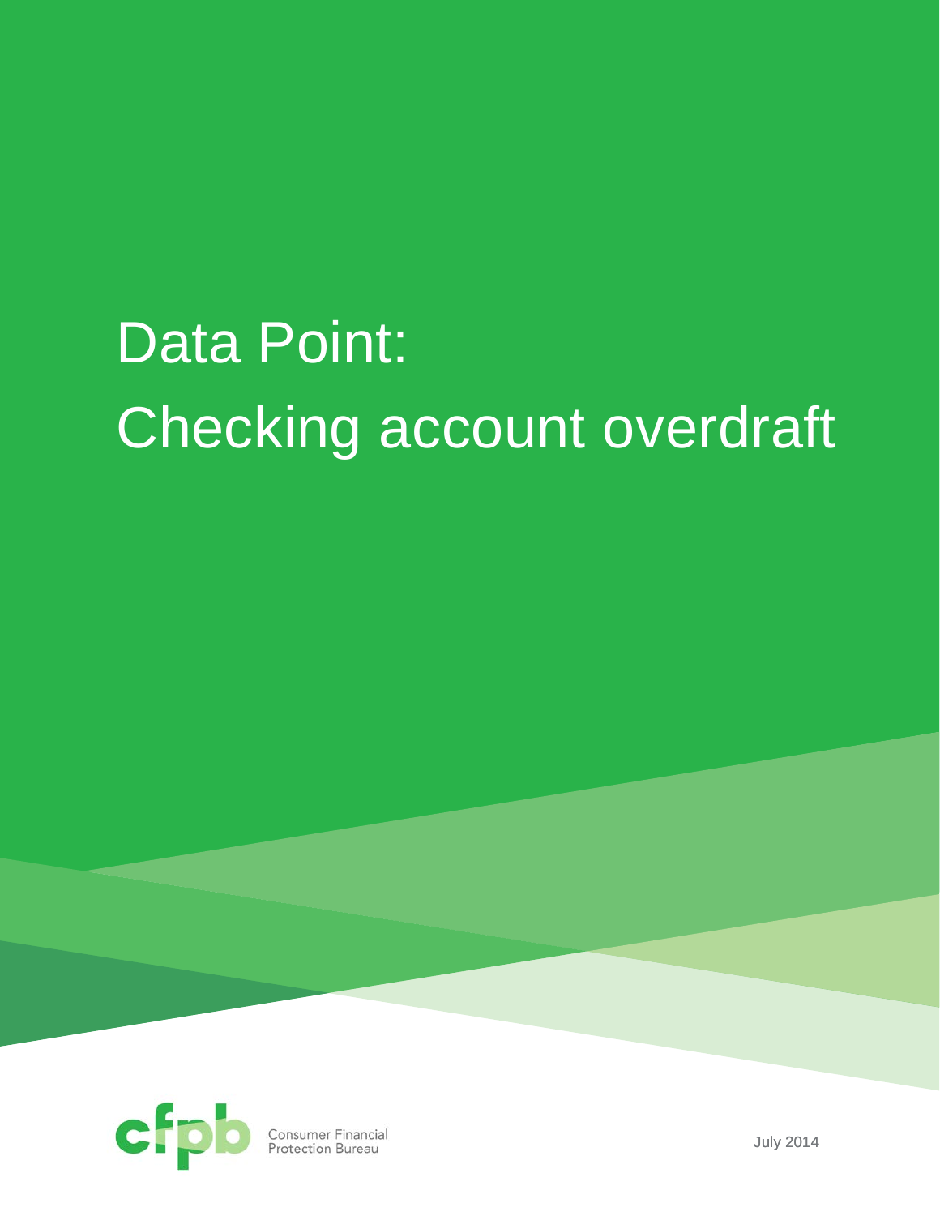# Data Point: Checking account overdraft

Consumer Financial Protection Bureau

July 2014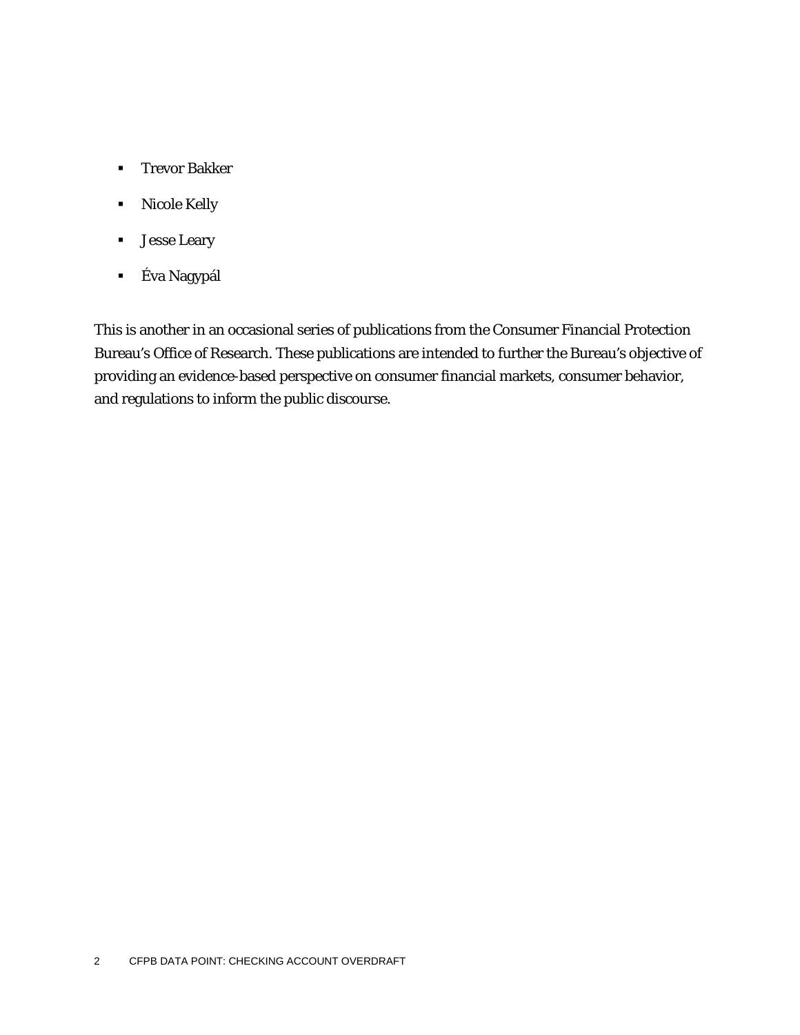- Trevor Bakker
- Nicole Kelly
- Jesse Leary
- Éva Nagypál

This is another in an occasional series of publications from the Consumer Financial Protection Bureau's Office of Research. These publications are intended to further the Bureau's objective of providing an evidence-based perspective on consumer financial markets, consumer behavior, and regulations to inform the public discourse.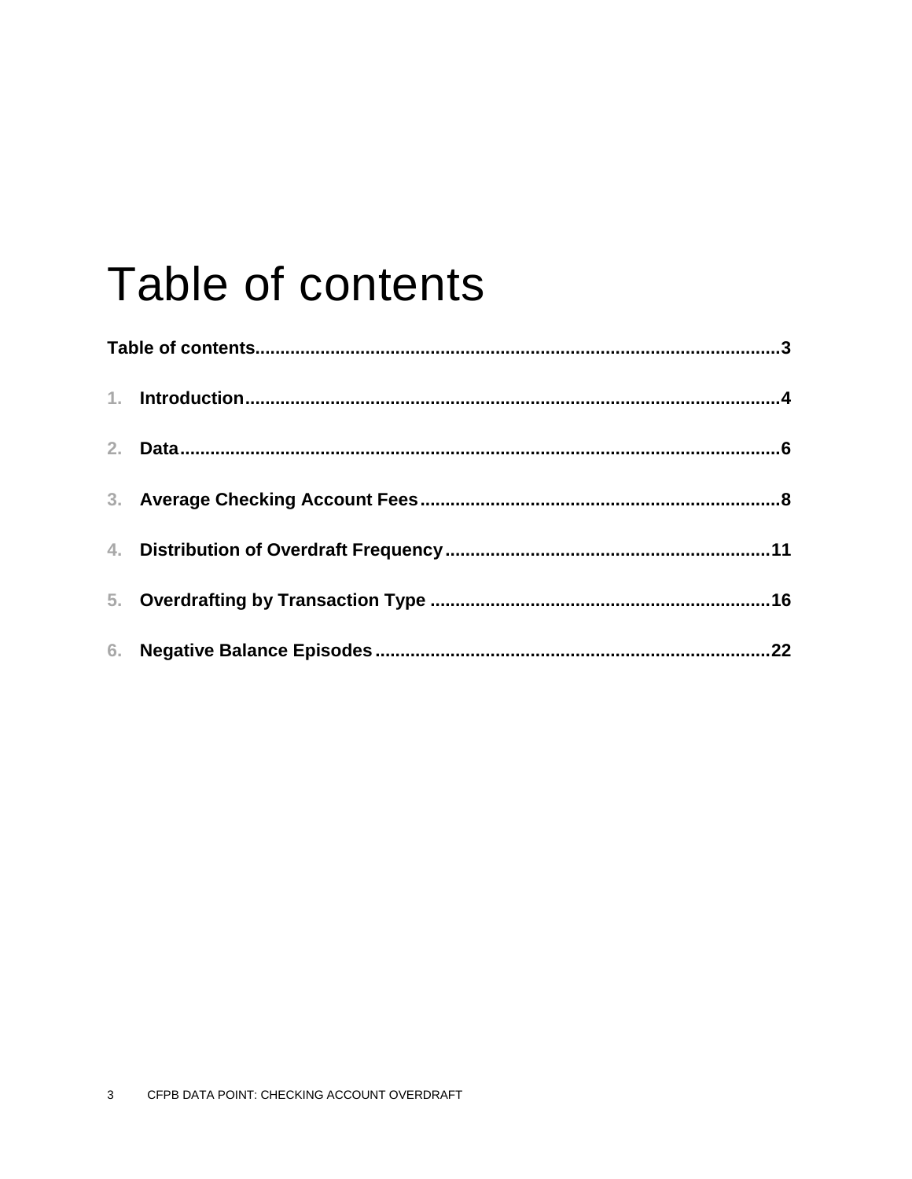# Table of contents

**Table of contents........................................................................................................3**

**1. Introduction..........................................................................................................4**

**2. Data.......................................................................................................................6**

**3. Average Checking Account Fees.......................................................................8**

**4. Distribution of Overdraft Frequency................................................................11**

**5. Overdrafting by Transaction Type ...................................................................16**

**6. Negative Balance Episodes..............................................................................22**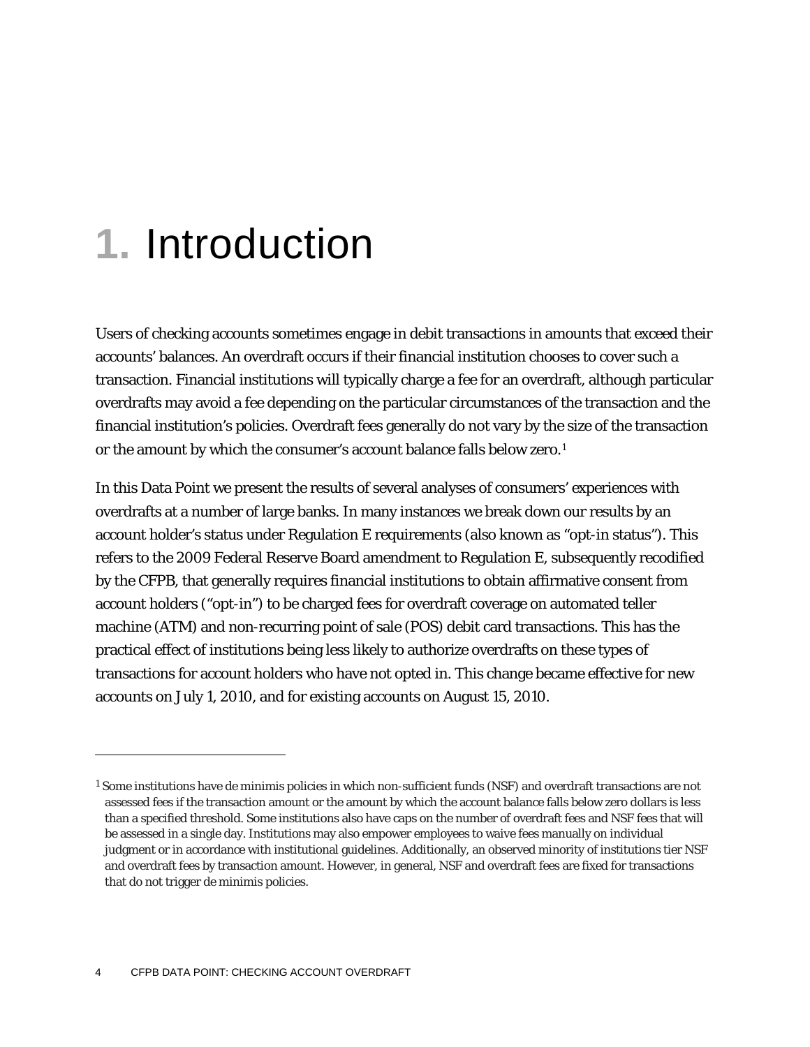# 1. Introduction

Users of checking accounts sometimes engage in debit transactions in amounts that exceed their accounts' balances. An overdraft occurs if their financial institution chooses to cover such a transaction. Financial institutions will typically charge a fee for an overdraft, although particular overdrafts may avoid a fee depending on the particular circumstances of the transaction and the financial institution's policies. Overdraft fees generally do not vary by the size of the transaction or the amount by which the consumer's account balance falls below zero.[1]

In this Data Point we present the results of several analyses of consumers' experiences with overdrafts at a number of large banks. In many instances we break down our results by an account holder's status under Regulation E requirements (also known as "opt-in status"). This refers to the 2009 Federal Reserve Board amendment to Regulation E, subsequently recodified by the CFPB, that generally requires financial institutions to obtain affirmative consent from account holders ("opt-in") to be charged fees for overdraft coverage on automated teller machine (ATM) and non-recurring point of sale (POS) debit card transactions. This has the practical effect of institutions being less likely to authorize overdrafts on these types of transactions for account holders who have not opted in. This change became effective for new accounts on July 1, 2010, and for existing accounts on August 15, 2010.

---

[1] Some institutions have de minimis policies in which non-sufficient funds (NSF) and overdraft transactions are not assessed fees if the transaction amount or the amount by which the account balance falls below zero dollars is less than a specified threshold. Some institutions also have caps on the number of overdraft fees and NSF fees that will be assessed in a single day. Institutions may also empower employees to waive fees manually on individual judgment or in accordance with institutional guidelines. Additionally, an observed minority of institutions tier NSF and overdraft fees by transaction amount. However, in general, NSF and overdraft fees are fixed for transactions that do not trigger de minimis policies.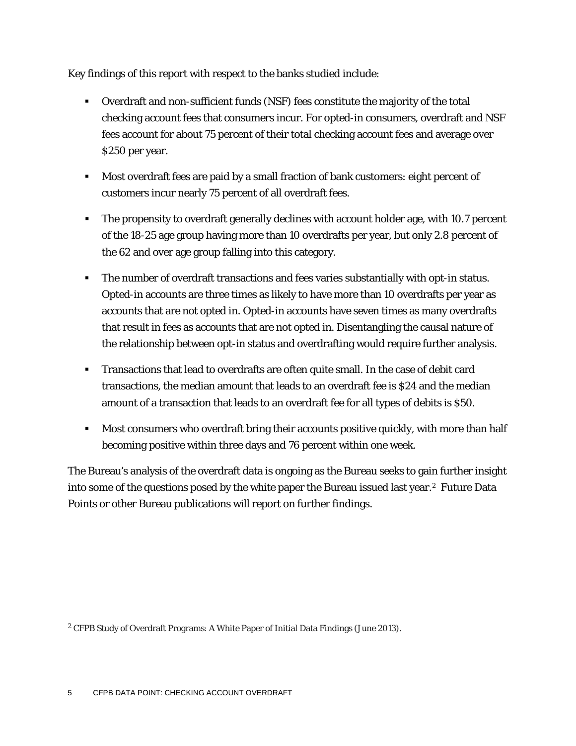Key findings of this report with respect to the banks studied include:

- Overdraft and non-sufficient funds (NSF) fees constitute the majority of the total checking account fees that consumers incur. For opted-in consumers, overdraft and NSF fees account for about 75 percent of their total checking account fees and average over $250 per year.
- Most overdraft fees are paid by a small fraction of bank customers: eight percent of customers incur nearly 75 percent of all overdraft fees.
- The propensity to overdraft generally declines with account holder age, with 10.7 percent of the 18-25 age group having more than 10 overdrafts per year, but only 2.8 percent of the 62 and over age group falling into this category.
- The number of overdraft transactions and fees varies substantially with opt-in status. Opted-in accounts are three times as likely to have more than 10 overdrafts per year as accounts that are not opted in. Opted-in accounts have seven times as many overdrafts that result in fees as accounts that are not opted in. Disentangling the causal nature of the relationship between opt-in status and overdrafting would require further analysis.
- Transactions that lead to overdrafts are often quite small. In the case of debit card transactions, the median amount that leads to an overdraft fee is $24 and the median amount of a transaction that leads to an overdraft fee for all types of debits is $50.
- Most consumers who overdraft bring their accounts positive quickly, with more than half becoming positive within three days and 76 percent within one week.

The Bureau's analysis of the overdraft data is ongoing as the Bureau seeks to gain further insight into some of the questions posed by the white paper the Bureau issued last year.[2] Future Data Points or other Bureau publications will report on further findings.

---

[2] CFPB Study of Overdraft Programs: A White Paper of Initial Data Findings (June 2013).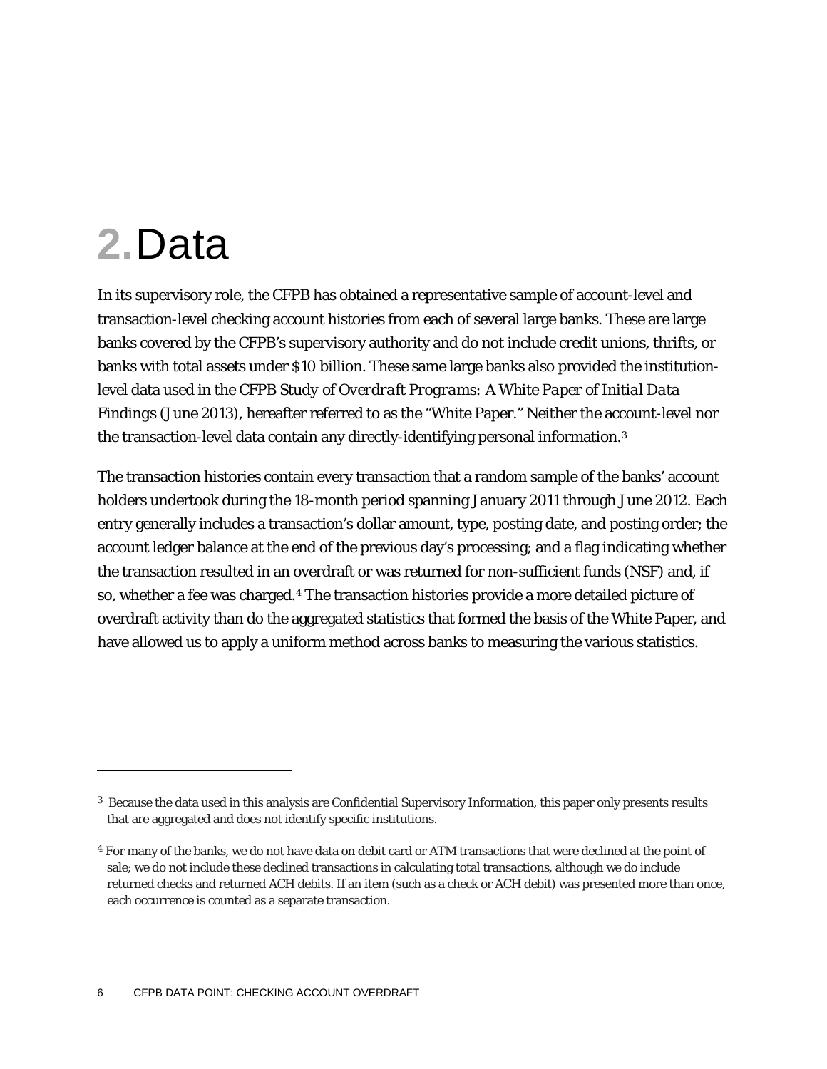# 2. Data

In its supervisory role, the CFPB has obtained a representative sample of account-level and transaction-level checking account histories from each of several large banks. These are large banks covered by the CFPB's supervisory authority and do not include credit unions, thrifts, or banks with total assets under $10 billion. These same large banks also provided the institution-level data used in the CFPB *Study of Overdraft Programs: A White Paper of Initial Data Findings* (June 2013), hereafter referred to as the "White Paper." Neither the account-level nor the transaction-level data contain any directly-identifying personal information.[3]

The transaction histories contain every transaction that a random sample of the banks' account holders undertook during the 18-month period spanning January 2011 through June 2012. Each entry generally includes a transaction's dollar amount, type, posting date, and posting order; the account ledger balance at the end of the previous day's processing; and a flag indicating whether the transaction resulted in an overdraft or was returned for non-sufficient funds (NSF) and, if so, whether a fee was charged.[4] The transaction histories provide a more detailed picture of overdraft activity than do the aggregated statistics that formed the basis of the White Paper, and have allowed us to apply a uniform method across banks to measuring the various statistics.

---

[3] Because the data used in this analysis are Confidential Supervisory Information, this paper only presents results that are aggregated and does not identify specific institutions.

[4] For many of the banks, we do not have data on debit card or ATM transactions that were declined at the point of sale; we do not include these declined transactions in calculating total transactions, although we do include returned checks and returned ACH debits. If an item (such as a check or ACH debit) was presented more than once, each occurrence is counted as a separate transaction.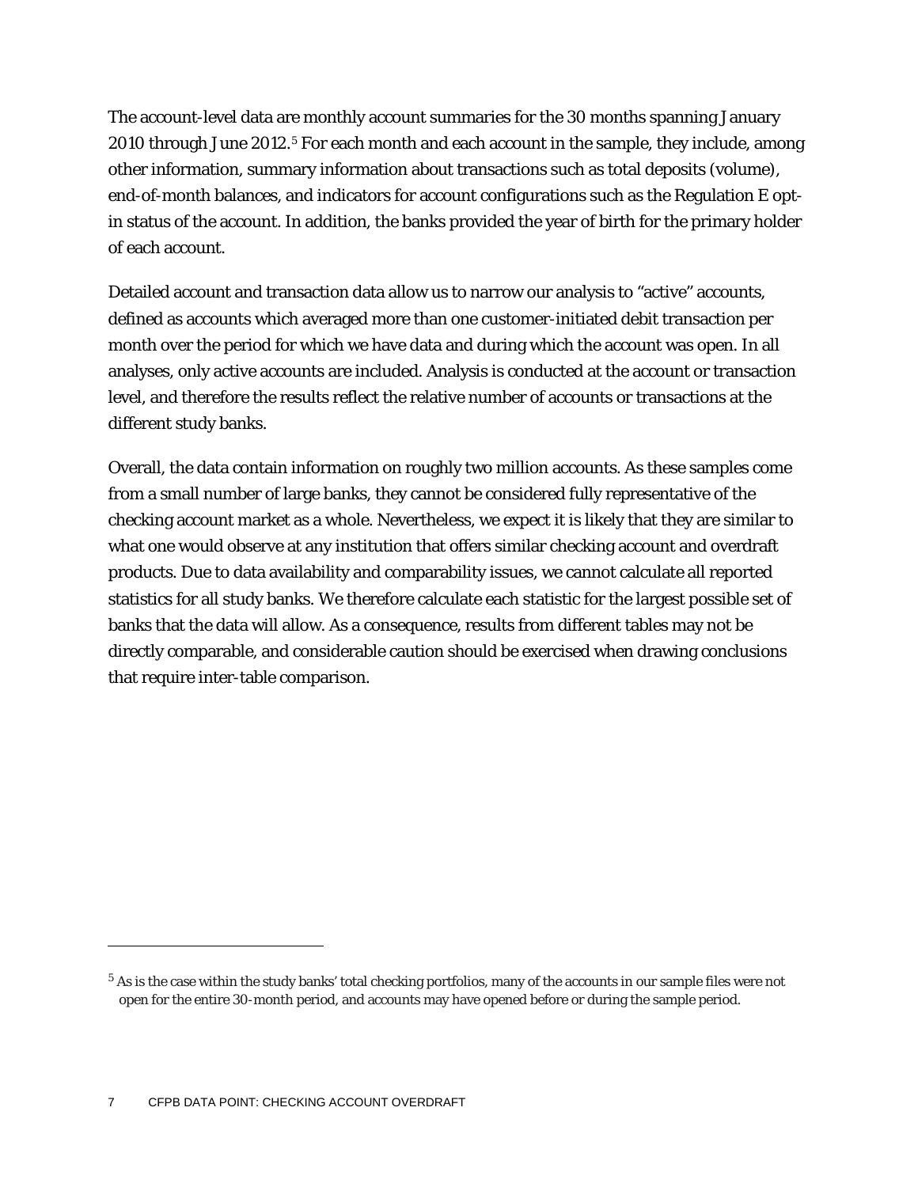The account-level data are monthly account summaries for the 30 months spanning January 2010 through June 2012.[5] For each month and each account in the sample, they include, among other information, summary information about transactions such as total deposits (volume), end-of-month balances, and indicators for account configurations such as the Regulation E opt-in status of the account. In addition, the banks provided the year of birth for the primary holder of each account.

Detailed account and transaction data allow us to narrow our analysis to "active" accounts, defined as accounts which averaged more than one customer-initiated debit transaction per month over the period for which we have data and during which the account was open. In all analyses, only active accounts are included. Analysis is conducted at the account or transaction level, and therefore the results reflect the relative number of accounts or transactions at the different study banks.

Overall, the data contain information on roughly two million accounts. As these samples come from a small number of large banks, they cannot be considered fully representative of the checking account market as a whole. Nevertheless, we expect it is likely that they are similar to what one would observe at any institution that offers similar checking account and overdraft products. Due to data availability and comparability issues, we cannot calculate all reported statistics for all study banks. We therefore calculate each statistic for the largest possible set of banks that the data will allow. As a consequence, results from different tables may not be directly comparable, and considerable caution should be exercised when drawing conclusions that require inter-table comparison.

---

[5] As is the case within the study banks' total checking portfolios, many of the accounts in our sample files were not open for the entire 30-month period, and accounts may have opened before or during the sample period.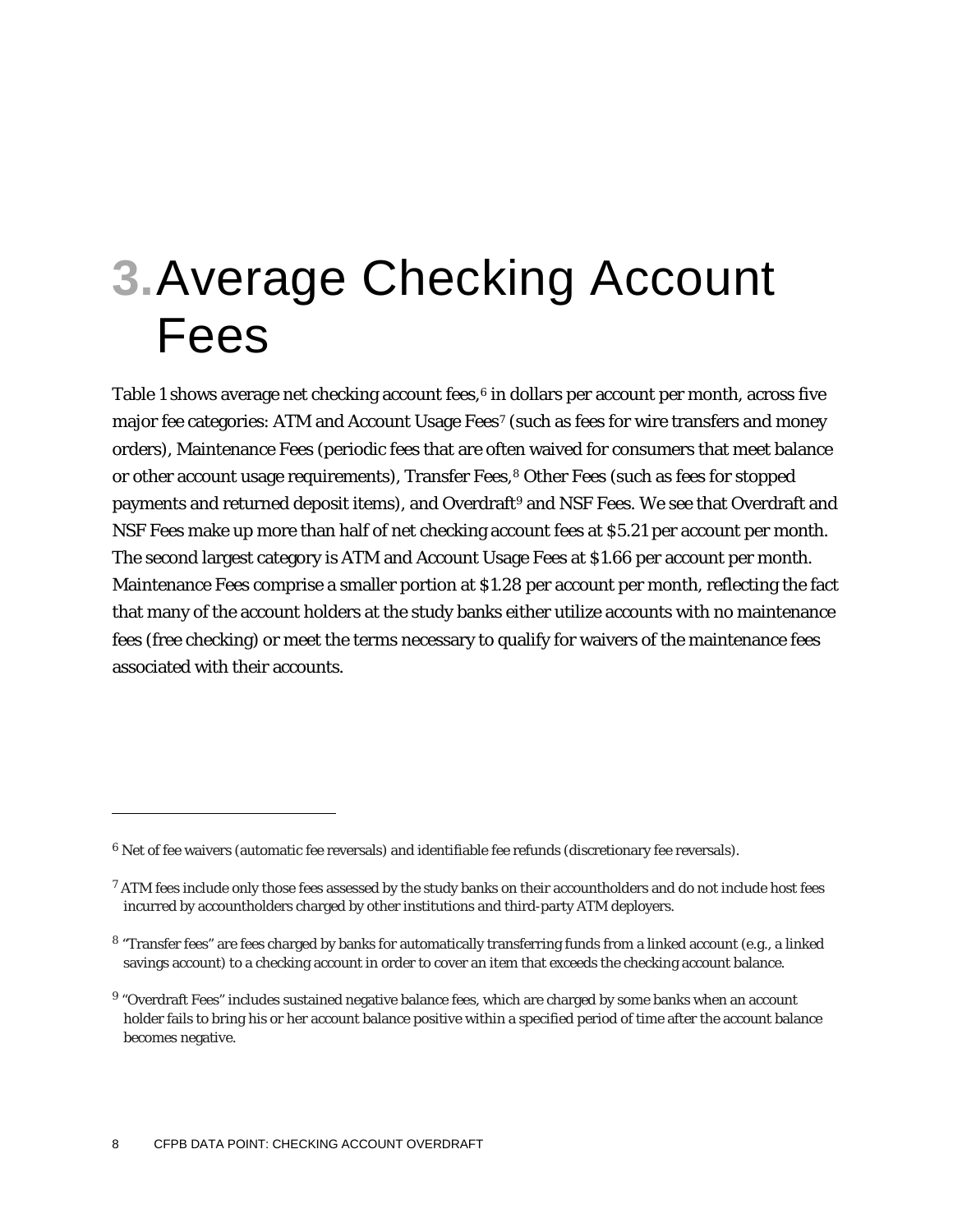# 3. Average Checking Account Fees

Table 1 shows average net checking account fees,[6] in dollars per account per month, across five major fee categories: ATM and Account Usage Fees[7] (such as fees for wire transfers and money orders), Maintenance Fees (periodic fees that are often waived for consumers that meet balance or other account usage requirements), Transfer Fees,[8] Other Fees (such as fees for stopped payments and returned deposit items), and Overdraft[9] and NSF Fees. We see that Overdraft and NSF Fees make up more than half of net checking account fees at $5.21 per account per month. The second largest category is ATM and Account Usage Fees at $1.66 per account per month. Maintenance Fees comprise a smaller portion at $1.28 per account per month, reflecting the fact that many of the account holders at the study banks either utilize accounts with no maintenance fees (free checking) or meet the terms necessary to qualify for waivers of the maintenance fees associated with their accounts.

---

[6] Net of fee waivers (automatic fee reversals) and identifiable fee refunds (discretionary fee reversals).

[7] ATM fees include only those fees assessed by the study banks on their accountholders and do not include host fees incurred by accountholders charged by other institutions and third-party ATM deployers.

[8] "Transfer fees" are fees charged by banks for automatically transferring funds from a linked account (e.g., a linked savings account) to a checking account in order to cover an item that exceeds the checking account balance.

[9] "Overdraft Fees" includes sustained negative balance fees, which are charged by some banks when an account holder fails to bring his or her account balance positive within a specified period of time after the account balance becomes negative.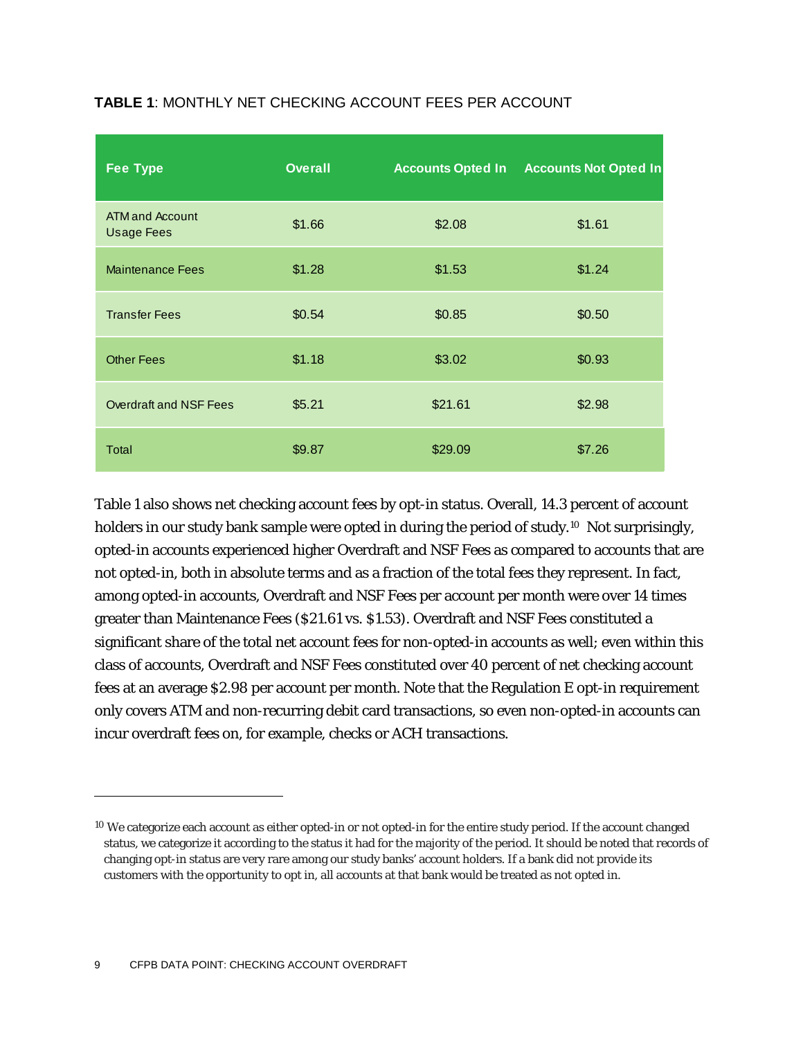**TABLE 1**: MONTHLY NET CHECKING ACCOUNT FEES PER ACCOUNT

| Fee Type | Overall | Accounts Opted In | Accounts Not Opted In |
|---|---|---|---|
| ATM and Account Usage Fees | $1.66 | $2.08 | $1.61 |
| Maintenance Fees | $1.28 | $1.53 | $1.24 |
| Transfer Fees | $0.54 | $0.85 | $0.50 |
| Other Fees | $1.18 | $3.02 | $0.93 |
| Overdraft and NSF Fees | $5.21 | $21.61 | $2.98 |
| Total | $9.87 | $29.09 | $7.26 |

Table 1 also shows net checking account fees by opt-in status. Overall, 14.3 percent of account holders in our study bank sample were opted in during the period of study.[10] Not surprisingly, opted-in accounts experienced higher Overdraft and NSF Fees as compared to accounts that are not opted-in, both in absolute terms and as a fraction of the total fees they represent. In fact, among opted-in accounts, Overdraft and NSF Fees per account per month were over 14 times greater than Maintenance Fees ($21.61 vs. $1.53). Overdraft and NSF Fees constituted a significant share of the total net account fees for non-opted-in accounts as well; even within this class of accounts, Overdraft and NSF Fees constituted over 40 percent of net checking account fees at an average $2.98 per account per month. Note that the Regulation E opt-in requirement only covers ATM and non-recurring debit card transactions, so even non-opted-in accounts can incur overdraft fees on, for example, checks or ACH transactions.

---

[10] We categorize each account as either opted-in or not opted-in for the entire study period. If the account changed status, we categorize it according to the status it had for the majority of the period. It should be noted that records of changing opt-in status are very rare among our study banks' account holders. If a bank did not provide its customers with the opportunity to opt in, all accounts at that bank would be treated as not opted in.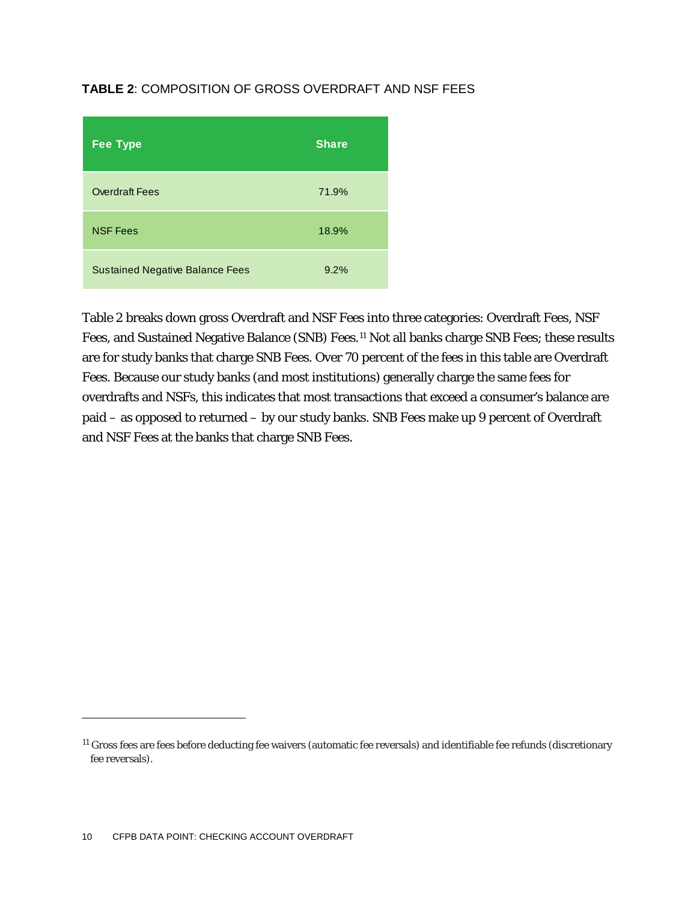**TABLE 2**: COMPOSITION OF GROSS OVERDRAFT AND NSF FEES

| Fee Type | Share |
|---|---|
| Overdraft Fees | 71.9% |
| NSF Fees | 18.9% |
| Sustained Negative Balance Fees | 9.2% |

Table 2 breaks down gross Overdraft and NSF Fees into three categories: Overdraft Fees, NSF Fees, and Sustained Negative Balance (SNB) Fees.[11] Not all banks charge SNB Fees; these results are for study banks that charge SNB Fees. Over 70 percent of the fees in this table are Overdraft Fees. Because our study banks (and most institutions) generally charge the same fees for overdrafts and NSFs, this indicates that most transactions that exceed a consumer's balance are paid – as opposed to returned – by our study banks. SNB Fees make up 9 percent of Overdraft and NSF Fees at the banks that charge SNB Fees.

[11] Gross fees are fees before deducting fee waivers (automatic fee reversals) and identifiable fee refunds (discretionary fee reversals).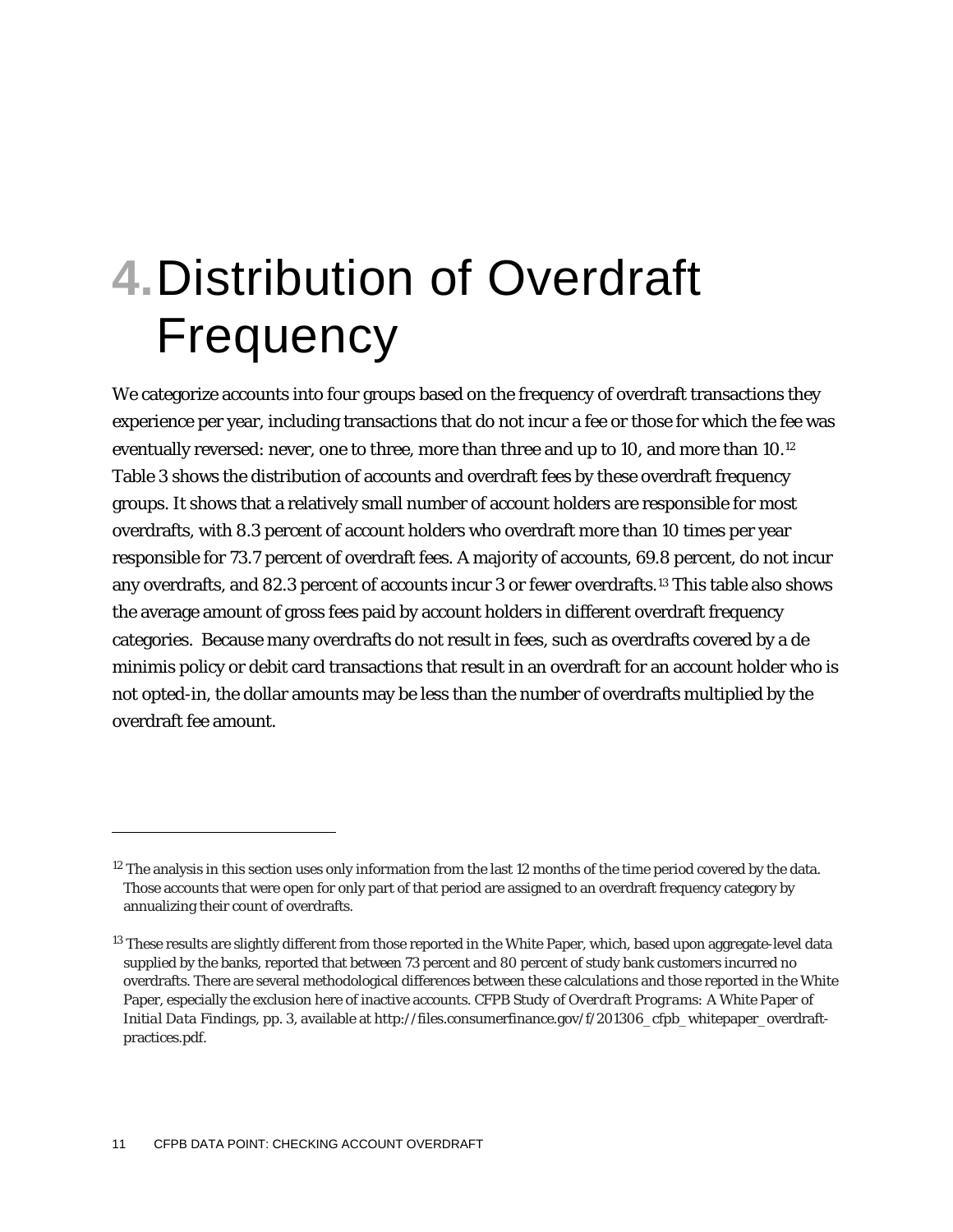# 4. Distribution of Overdraft Frequency

We categorize accounts into four groups based on the frequency of overdraft transactions they experience per year, including transactions that do not incur a fee or those for which the fee was eventually reversed: never, one to three, more than three and up to 10, and more than 10.[12] Table 3 shows the distribution of accounts and overdraft fees by these overdraft frequency groups. It shows that a relatively small number of account holders are responsible for most overdrafts, with 8.3 percent of account holders who overdraft more than 10 times per year responsible for 73.7 percent of overdraft fees. A majority of accounts, 69.8 percent, do not incur any overdrafts, and 82.3 percent of accounts incur 3 or fewer overdrafts.[13] This table also shows the average amount of gross fees paid by account holders in different overdraft frequency categories. Because many overdrafts do not result in fees, such as overdrafts covered by a de minimis policy or debit card transactions that result in an overdraft for an account holder who is not opted-in, the dollar amounts may be less than the number of overdrafts multiplied by the overdraft fee amount.

---

[12] The analysis in this section uses only information from the last 12 months of the time period covered by the data. Those accounts that were open for only part of that period are assigned to an overdraft frequency category by annualizing their count of overdrafts.

[13] These results are slightly different from those reported in the White Paper, which, based upon aggregate-level data supplied by the banks, reported that between 73 percent and 80 percent of study bank customers incurred no overdrafts. There are several methodological differences between these calculations and those reported in the White Paper, especially the exclusion here of inactive accounts. CFPB Study of *Overdraft Programs: A White Paper of Initial Data Findings*, pp. 3, available at http://files.consumerfinance.gov/f/201306_cfpb_whitepaper_overdraft-practices.pdf.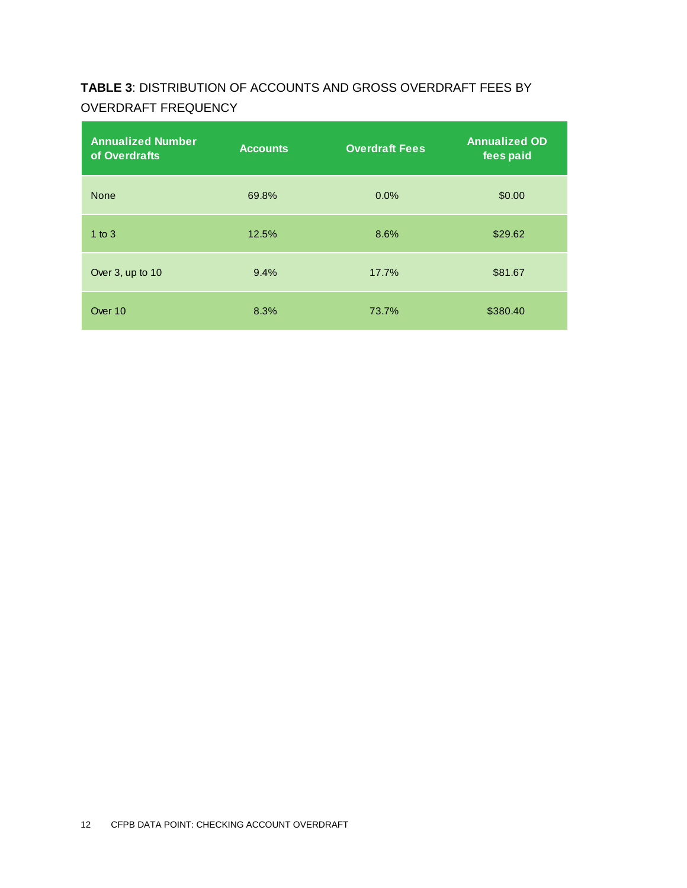**TABLE 3**: DISTRIBUTION OF ACCOUNTS AND GROSS OVERDRAFT FEES BY OVERDRAFT FREQUENCY

| Annualized Number of Overdrafts | Accounts | Overdraft Fees | Annualized OD fees paid |
|---|---|---|---|
| None | 69.8% | 0.0% | $0.00 |
| 1 to 3 | 12.5% | 8.6% | $29.62 |
| Over 3, up to 10 | 9.4% | 17.7% | $81.67 |
| Over 10 | 8.3% | 73.7% | $380.40 |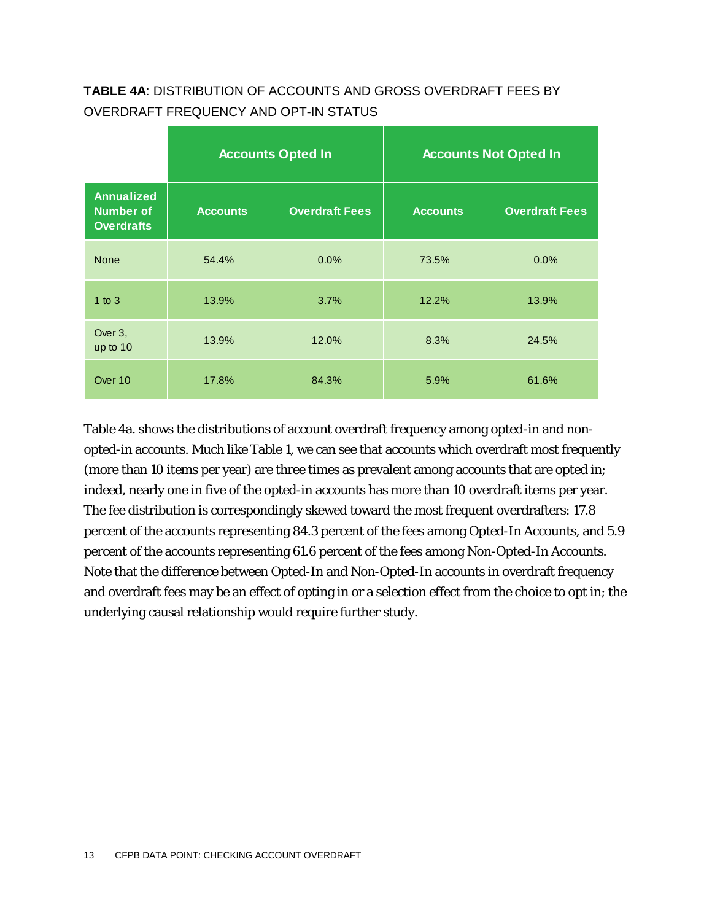**TABLE 4A**: DISTRIBUTION OF ACCOUNTS AND GROSS OVERDRAFT FEES BY OVERDRAFT FREQUENCY AND OPT-IN STATUS

| | Accounts Opted In | | Accounts Not Opted In | |
|---|---|---|---|---|
| **Annualized Number of Overdrafts** | **Accounts** | **Overdraft Fees** | **Accounts** | **Overdraft Fees** |
| None | 54.4% | 0.0% | 73.5% | 0.0% |
| 1 to 3 | 13.9% | 3.7% | 12.2% | 13.9% |
| Over 3, up to 10 | 13.9% | 12.0% | 8.3% | 24.5% |
| Over 10 | 17.8% | 84.3% | 5.9% | 61.6% |

Table 4a. shows the distributions of account overdraft frequency among opted-in and non-opted-in accounts. Much like Table 1, we can see that accounts which overdraft most frequently (more than 10 items per year) are three times as prevalent among accounts that are opted in; indeed, nearly one in five of the opted-in accounts has more than 10 overdraft items per year. The fee distribution is correspondingly skewed toward the most frequent overdrafters: 17.8 percent of the accounts representing 84.3 percent of the fees among Opted-In Accounts, and 5.9 percent of the accounts representing 61.6 percent of the fees among Non-Opted-In Accounts. Note that the difference between Opted-In and Non-Opted-In accounts in overdraft frequency and overdraft fees may be an effect of opting in or a selection effect from the choice to opt in; the underlying causal relationship would require further study.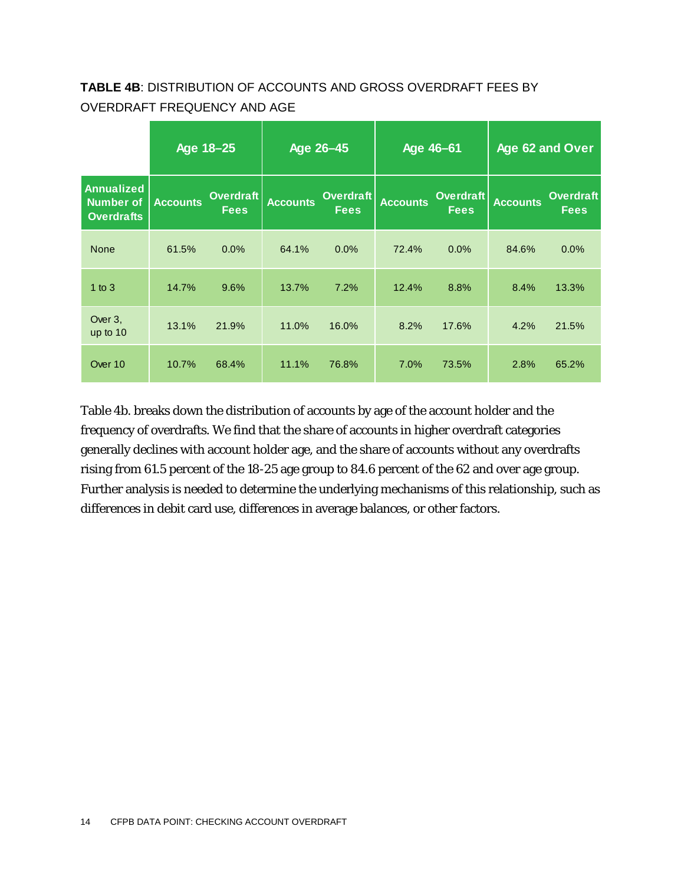**TABLE 4B**: DISTRIBUTION OF ACCOUNTS AND GROSS OVERDRAFT FEES BY OVERDRAFT FREQUENCY AND AGE

| | Age 18–25 | | Age 26–45 | | Age 46–61 | | Age 62 and Over | |
|---|---|---|---|---|---|---|---|---|
| **Annualized Number of Overdrafts** | **Accounts** | **Overdraft Fees** | **Accounts** | **Overdraft Fees** | **Accounts** | **Overdraft Fees** | **Accounts** | **Overdraft Fees** |
| None | 61.5% | 0.0% | 64.1% | 0.0% | 72.4% | 0.0% | 84.6% | 0.0% |
| 1 to 3 | 14.7% | 9.6% | 13.7% | 7.2% | 12.4% | 8.8% | 8.4% | 13.3% |
| Over 3, up to 10 | 13.1% | 21.9% | 11.0% | 16.0% | 8.2% | 17.6% | 4.2% | 21.5% |
| Over 10 | 10.7% | 68.4% | 11.1% | 76.8% | 7.0% | 73.5% | 2.8% | 65.2% |

Table 4b. breaks down the distribution of accounts by age of the account holder and the frequency of overdrafts. We find that the share of accounts in higher overdraft categories generally declines with account holder age, and the share of accounts without any overdrafts rising from 61.5 percent of the 18-25 age group to 84.6 percent of the 62 and over age group. Further analysis is needed to determine the underlying mechanisms of this relationship, such as differences in debit card use, differences in average balances, or other factors.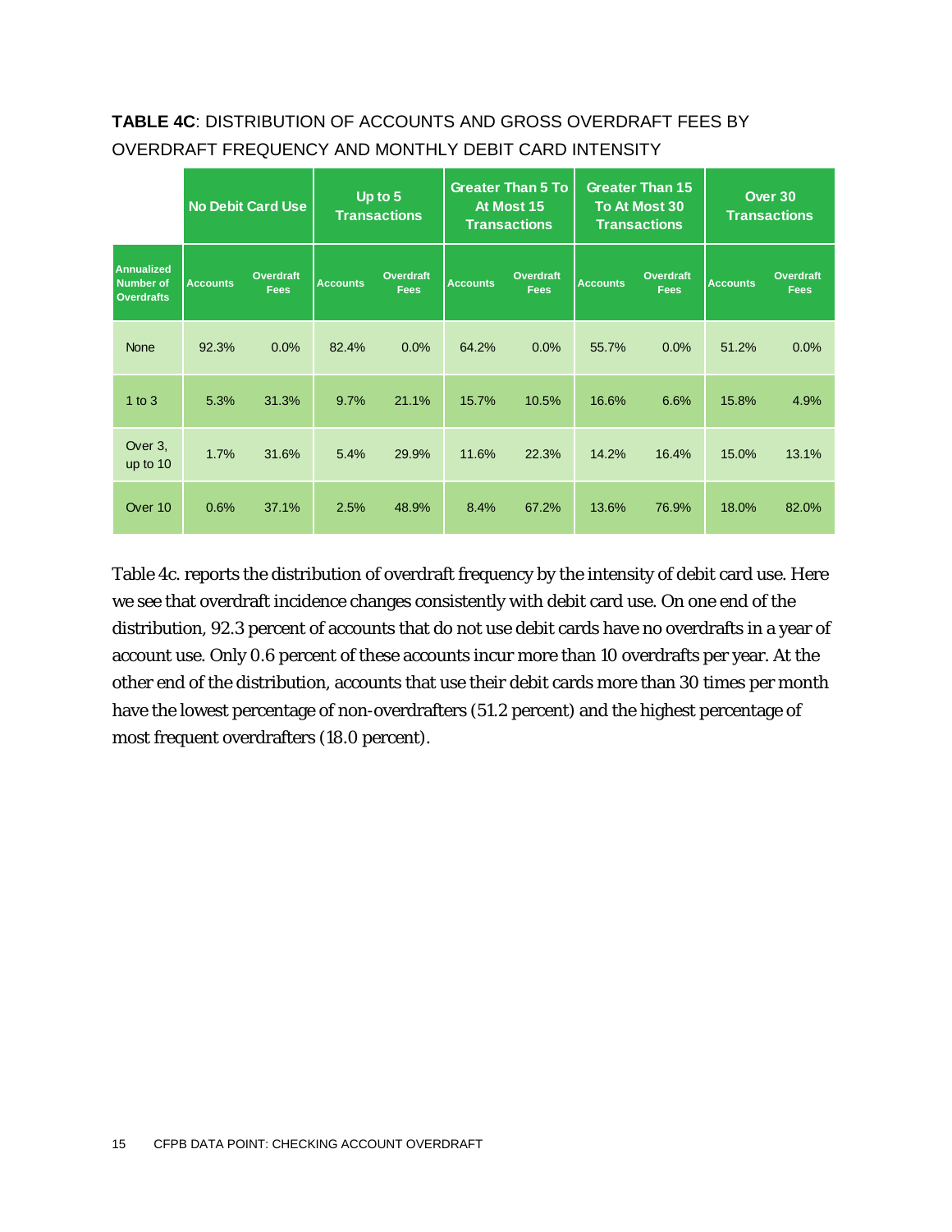**TABLE 4C**: DISTRIBUTION OF ACCOUNTS AND GROSS OVERDRAFT FEES BY OVERDRAFT FREQUENCY AND MONTHLY DEBIT CARD INTENSITY

| | No Debit Card Use | | Up to 5 Transactions | | Greater Than 5 To At Most 15 Transactions | | Greater Than 15 To At Most 30 Transactions | | Over 30 Transactions | |
|---|---|---|---|---|---|---|---|---|---|---|
| **Annualized Number of Overdrafts** | **Accounts** | **Overdraft Fees** | **Accounts** | **Overdraft Fees** | **Accounts** | **Overdraft Fees** | **Accounts** | **Overdraft Fees** | **Accounts** | **Overdraft Fees** |
| None | 92.3% | 0.0% | 82.4% | 0.0% | 64.2% | 0.0% | 55.7% | 0.0% | 51.2% | 0.0% |
| 1 to 3 | 5.3% | 31.3% | 9.7% | 21.1% | 15.7% | 10.5% | 16.6% | 6.6% | 15.8% | 4.9% |
| Over 3, up to 10 | 1.7% | 31.6% | 5.4% | 29.9% | 11.6% | 22.3% | 14.2% | 16.4% | 15.0% | 13.1% |
| Over 10 | 0.6% | 37.1% | 2.5% | 48.9% | 8.4% | 67.2% | 13.6% | 76.9% | 18.0% | 82.0% |

Table 4c. reports the distribution of overdraft frequency by the intensity of debit card use. Here we see that overdraft incidence changes consistently with debit card use. On one end of the distribution, 92.3 percent of accounts that do not use debit cards have no overdrafts in a year of account use. Only 0.6 percent of these accounts incur more than 10 overdrafts per year. At the other end of the distribution, accounts that use their debit cards more than 30 times per month have the lowest percentage of non-overdrafters (51.2 percent) and the highest percentage of most frequent overdrafters (18.0 percent).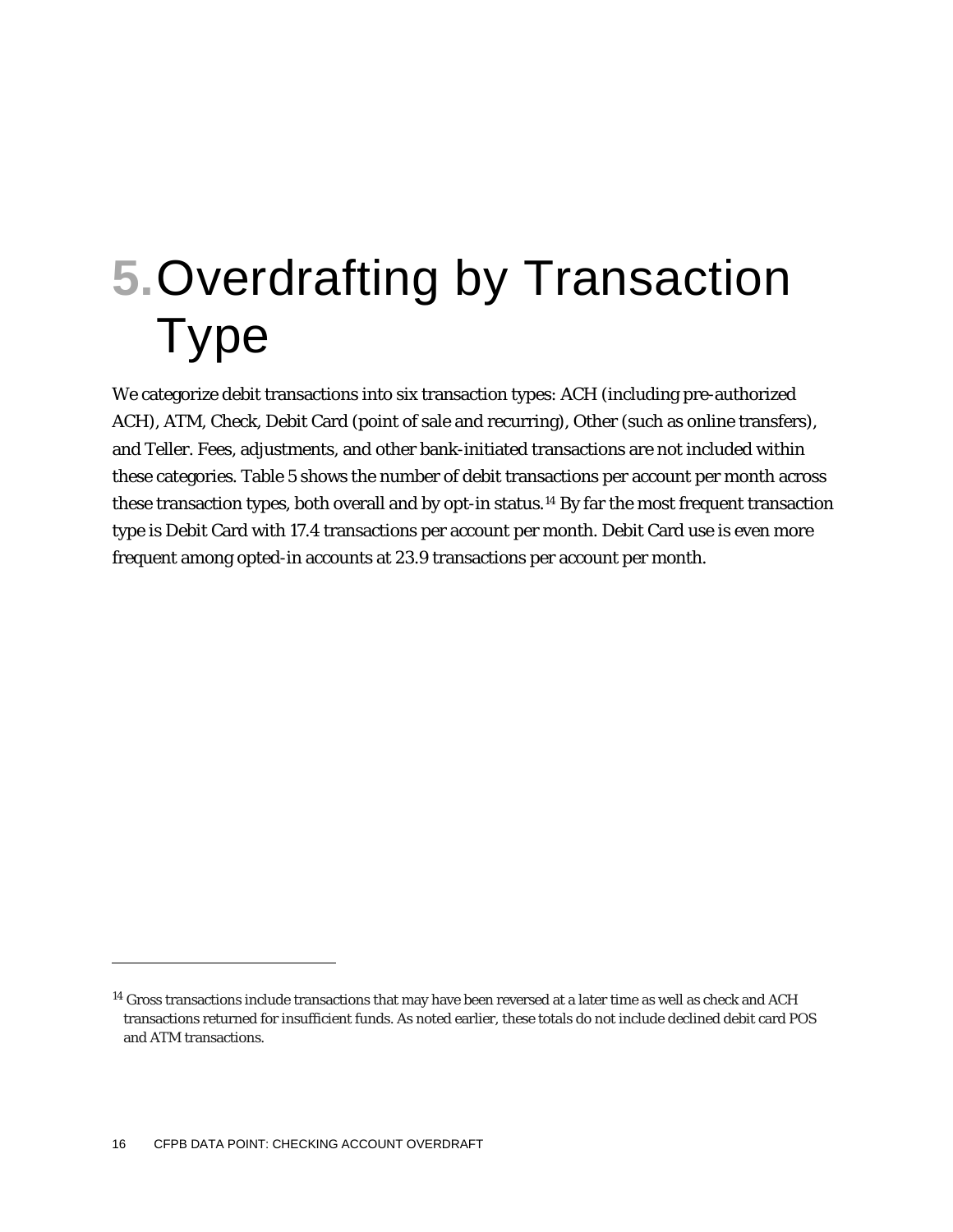# 5. Overdrafting by Transaction Type

We categorize debit transactions into six transaction types: ACH (including pre-authorized ACH), ATM, Check, Debit Card (point of sale and recurring), Other (such as online transfers), and Teller. Fees, adjustments, and other bank-initiated transactions are not included within these categories. Table 5 shows the number of debit transactions per account per month across these transaction types, both overall and by opt-in status.[14] By far the most frequent transaction type is Debit Card with 17.4 transactions per account per month. Debit Card use is even more frequent among opted-in accounts at 23.9 transactions per account per month.

[14] Gross transactions include transactions that may have been reversed at a later time as well as check and ACH transactions returned for insufficient funds. As noted earlier, these totals do not include declined debit card POS and ATM transactions.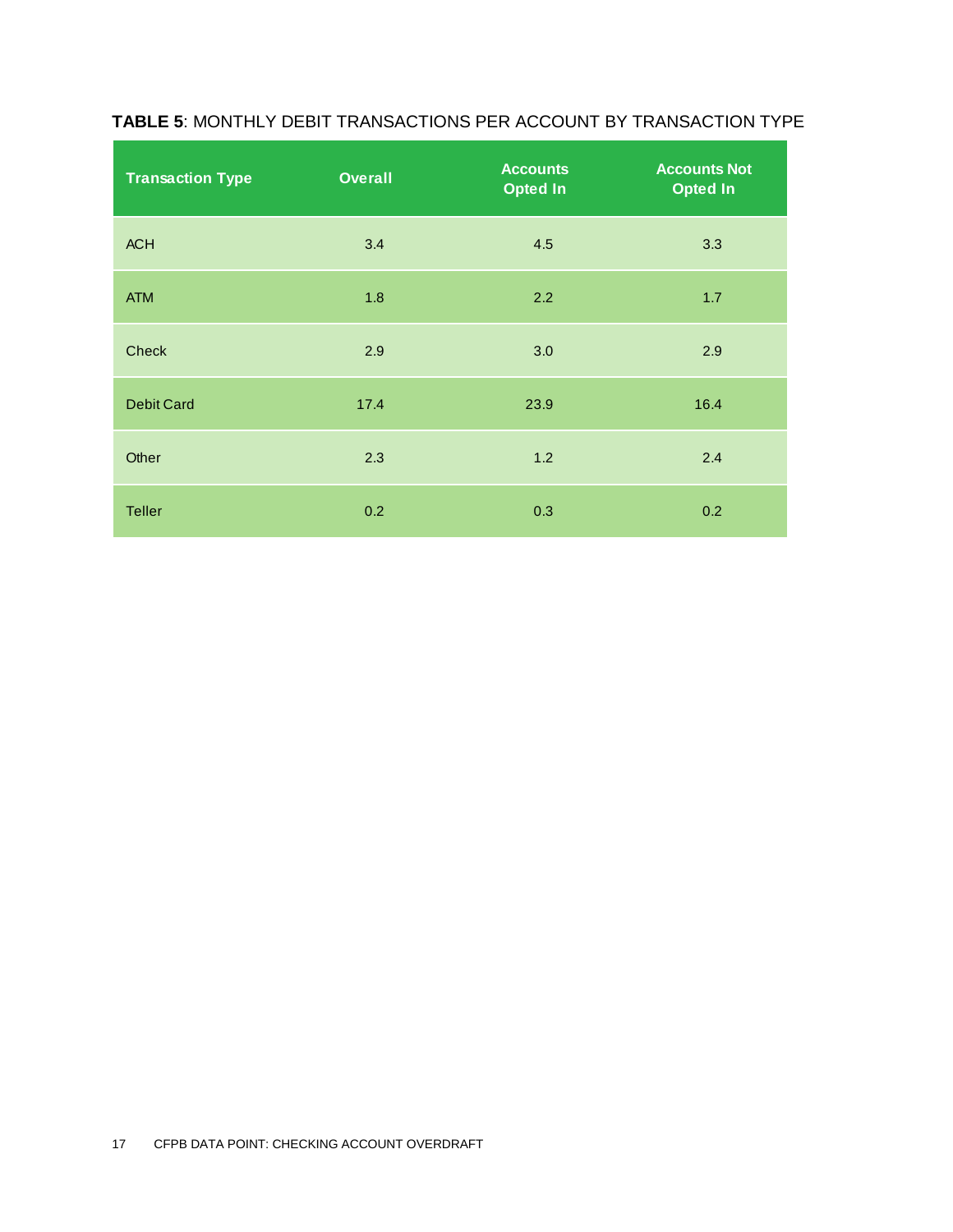**TABLE 5**: MONTHLY DEBIT TRANSACTIONS PER ACCOUNT BY TRANSACTION TYPE

| Transaction Type | Overall | Accounts Opted In | Accounts Not Opted In |
|---|---|---|---|
| ACH | 3.4 | 4.5 | 3.3 |
| ATM | 1.8 | 2.2 | 1.7 |
| Check | 2.9 | 3.0 | 2.9 |
| Debit Card | 17.4 | 23.9 | 16.4 |
| Other | 2.3 | 1.2 | 2.4 |
| Teller | 0.2 | 0.3 | 0.2 |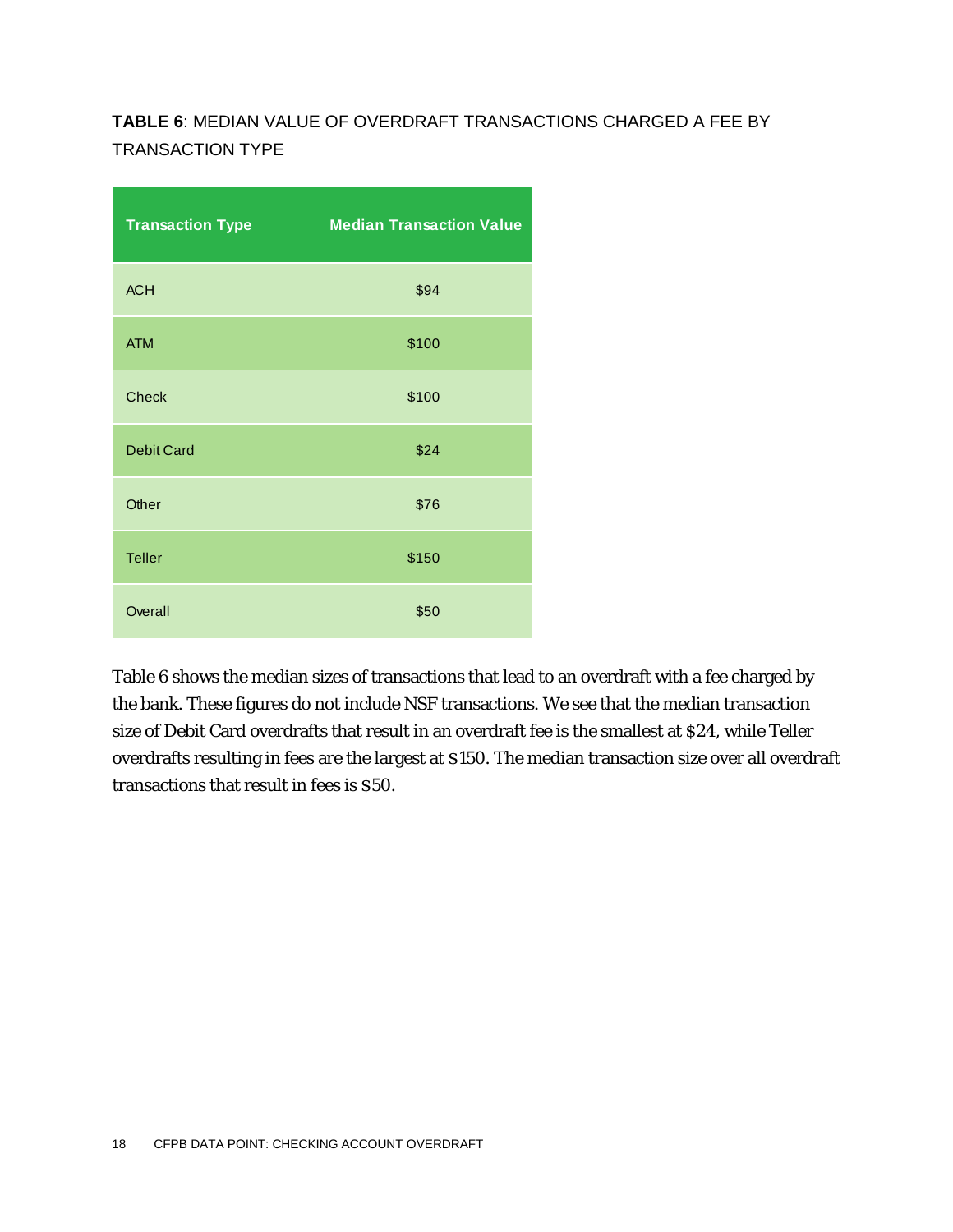**TABLE 6**: MEDIAN VALUE OF OVERDRAFT TRANSACTIONS CHARGED A FEE BY TRANSACTION TYPE

| Transaction Type | Median Transaction Value |
|---|---|
| ACH | $94 |
| ATM | $100 |
| Check | $100 |
| Debit Card | $24 |
| Other | $76 |
| Teller | $150 |
| Overall | $50 |

Table 6 shows the median sizes of transactions that lead to an overdraft with a fee charged by the bank. These figures do not include NSF transactions. We see that the median transaction size of Debit Card overdrafts that result in an overdraft fee is the smallest at $24, while Teller overdrafts resulting in fees are the largest at $150. The median transaction size over all overdraft transactions that result in fees is $50.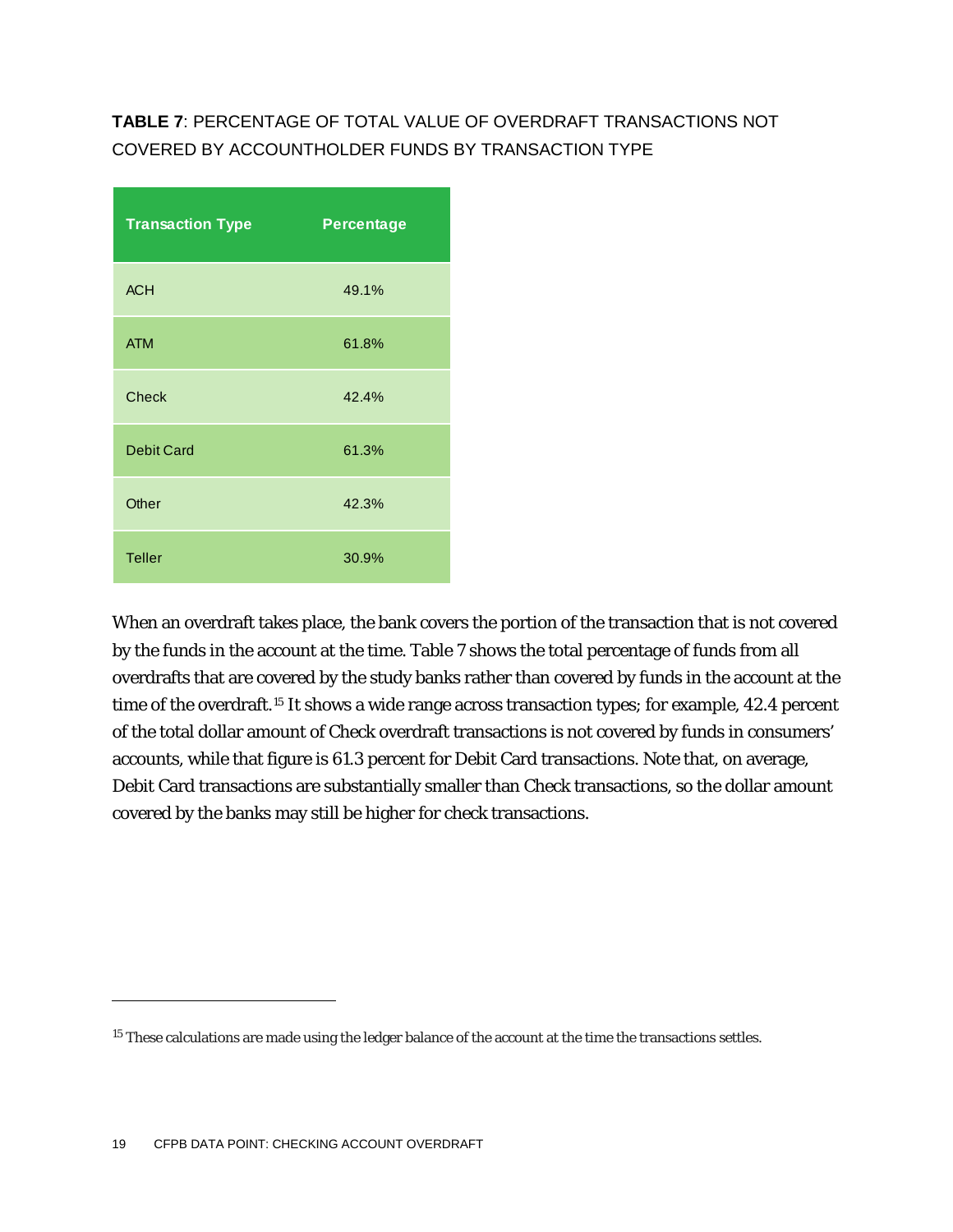**TABLE 7**: PERCENTAGE OF TOTAL VALUE OF OVERDRAFT TRANSACTIONS NOT COVERED BY ACCOUNTHOLDER FUNDS BY TRANSACTION TYPE

| Transaction Type | Percentage |
|---|---|
| ACH | 49.1% |
| ATM | 61.8% |
| Check | 42.4% |
| Debit Card | 61.3% |
| Other | 42.3% |
| Teller | 30.9% |

When an overdraft takes place, the bank covers the portion of the transaction that is not covered by the funds in the account at the time. Table 7 shows the total percentage of funds from all overdrafts that are covered by the study banks rather than covered by funds in the account at the time of the overdraft.[15] It shows a wide range across transaction types; for example, 42.4 percent of the total dollar amount of Check overdraft transactions is not covered by funds in consumers' accounts, while that figure is 61.3 percent for Debit Card transactions. Note that, on average, Debit Card transactions are substantially smaller than Check transactions, so the dollar amount covered by the banks may still be higher for check transactions.

---

[15] These calculations are made using the ledger balance of the account at the time the transactions settles.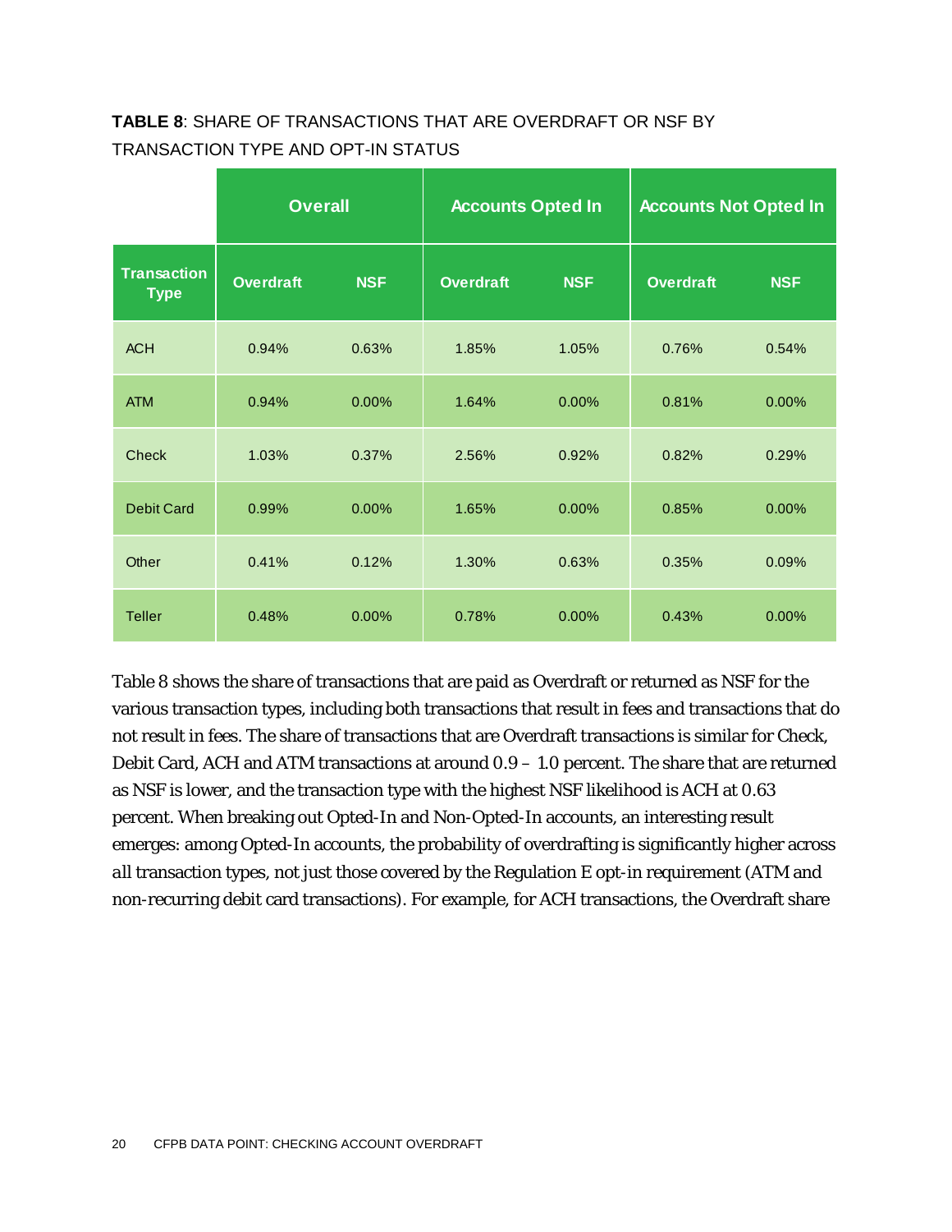**TABLE 8**: SHARE OF TRANSACTIONS THAT ARE OVERDRAFT OR NSF BY TRANSACTION TYPE AND OPT-IN STATUS

| | Overall | | Accounts Opted In | | Accounts Not Opted In | |
|---|---|---|---|---|---|---|
| **Transaction Type** | **Overdraft** | **NSF** | **Overdraft** | **NSF** | **Overdraft** | **NSF** |
| ACH | 0.94% | 0.63% | 1.85% | 1.05% | 0.76% | 0.54% |
| ATM | 0.94% | 0.00% | 1.64% | 0.00% | 0.81% | 0.00% |
| Check | 1.03% | 0.37% | 2.56% | 0.92% | 0.82% | 0.29% |
| Debit Card | 0.99% | 0.00% | 1.65% | 0.00% | 0.85% | 0.00% |
| Other | 0.41% | 0.12% | 1.30% | 0.63% | 0.35% | 0.09% |
| Teller | 0.48% | 0.00% | 0.78% | 0.00% | 0.43% | 0.00% |

Table 8 shows the share of transactions that are paid as Overdraft or returned as NSF for the various transaction types, including both transactions that result in fees and transactions that do not result in fees. The share of transactions that are Overdraft transactions is similar for Check, Debit Card, ACH and ATM transactions at around 0.9 – 1.0 percent. The share that are returned as NSF is lower, and the transaction type with the highest NSF likelihood is ACH at 0.63 percent. When breaking out Opted-In and Non-Opted-In accounts, an interesting result emerges: among Opted-In accounts, the probability of overdrafting is significantly higher across *all* transaction types, not just those covered by the Regulation E opt-in requirement (ATM and non-recurring debit card transactions). For example, for ACH transactions, the Overdraft share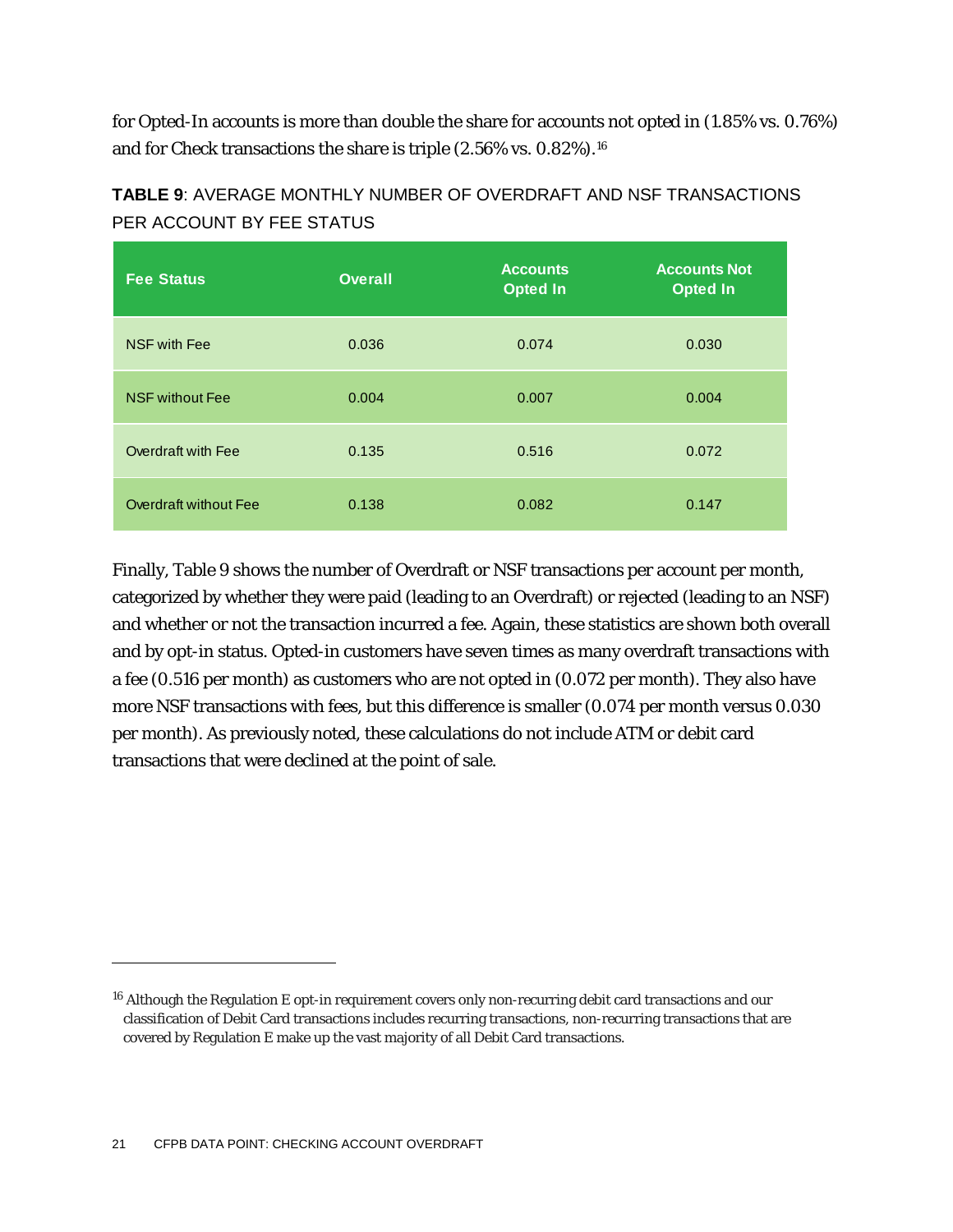for Opted-In accounts is more than double the share for accounts not opted in (1.85% vs. 0.76%) and for Check transactions the share is triple (2.56% vs. 0.82%).[16]

**TABLE 9**: AVERAGE MONTHLY NUMBER OF OVERDRAFT AND NSF TRANSACTIONS PER ACCOUNT BY FEE STATUS

| Fee Status | Overall | Accounts Opted In | Accounts Not Opted In |
|---|---|---|---|
| NSF with Fee | 0.036 | 0.074 | 0.030 |
| NSF without Fee | 0.004 | 0.007 | 0.004 |
| Overdraft with Fee | 0.135 | 0.516 | 0.072 |
| Overdraft without Fee | 0.138 | 0.082 | 0.147 |

Finally, Table 9 shows the number of Overdraft or NSF transactions per account per month, categorized by whether they were paid (leading to an Overdraft) or rejected (leading to an NSF) and whether or not the transaction incurred a fee. Again, these statistics are shown both overall and by opt-in status. Opted-in customers have seven times as many overdraft transactions with a fee (0.516 per month) as customers who are not opted in (0.072 per month). They also have more NSF transactions with fees, but this difference is smaller (0.074 per month versus 0.030 per month). As previously noted, these calculations do not include ATM or debit card transactions that were declined at the point of sale.

---

[16] Although the Regulation E opt-in requirement covers only non-recurring debit card transactions and our classification of Debit Card transactions includes recurring transactions, non-recurring transactions that are covered by Regulation E make up the vast majority of all Debit Card transactions.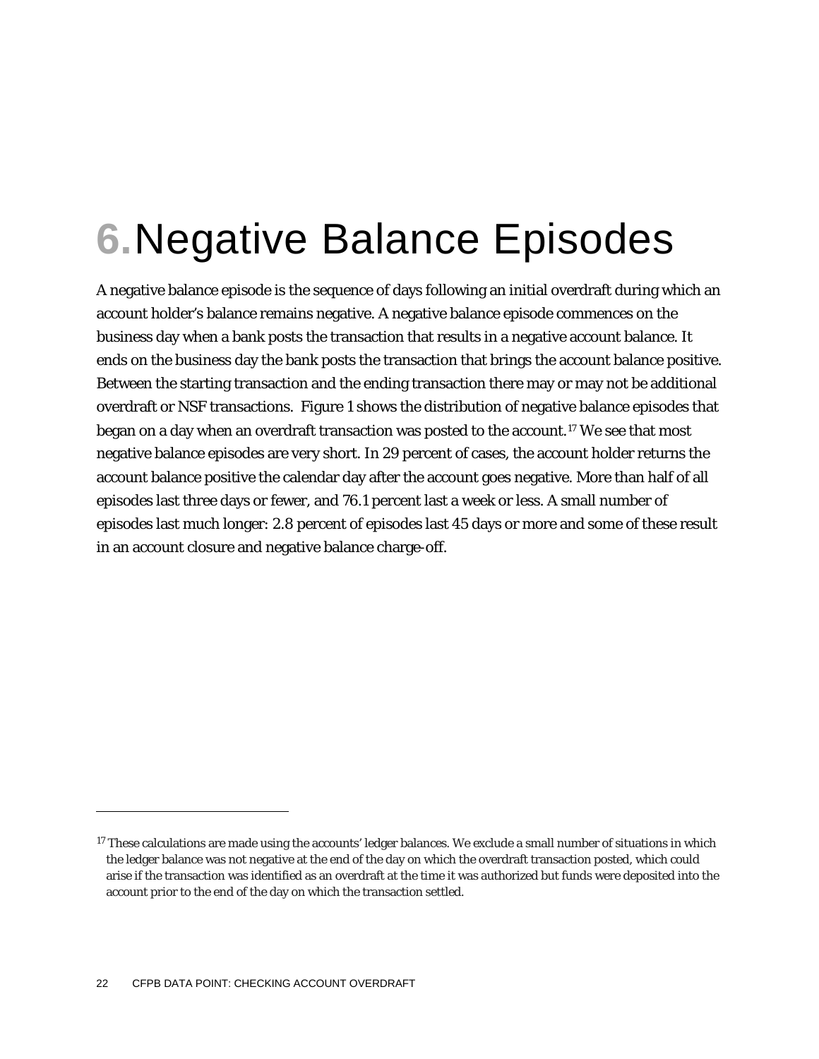# 6. Negative Balance Episodes

A negative balance episode is the sequence of days following an initial overdraft during which an account holder's balance remains negative. A negative balance episode commences on the business day when a bank posts the transaction that results in a negative account balance. It ends on the business day the bank posts the transaction that brings the account balance positive. Between the starting transaction and the ending transaction there may or may not be additional overdraft or NSF transactions. Figure 1 shows the distribution of negative balance episodes that began on a day when an overdraft transaction was posted to the account.[17] We see that most negative balance episodes are very short. In 29 percent of cases, the account holder returns the account balance positive the calendar day after the account goes negative. More than half of all episodes last three days or fewer, and 76.1 percent last a week or less. A small number of episodes last much longer: 2.8 percent of episodes last 45 days or more and some of these result in an account closure and negative balance charge-off.

---

[17] These calculations are made using the accounts' ledger balances. We exclude a small number of situations in which the ledger balance was not negative at the end of the day on which the overdraft transaction posted, which could arise if the transaction was identified as an overdraft at the time it was authorized but funds were deposited into the account prior to the end of the day on which the transaction settled.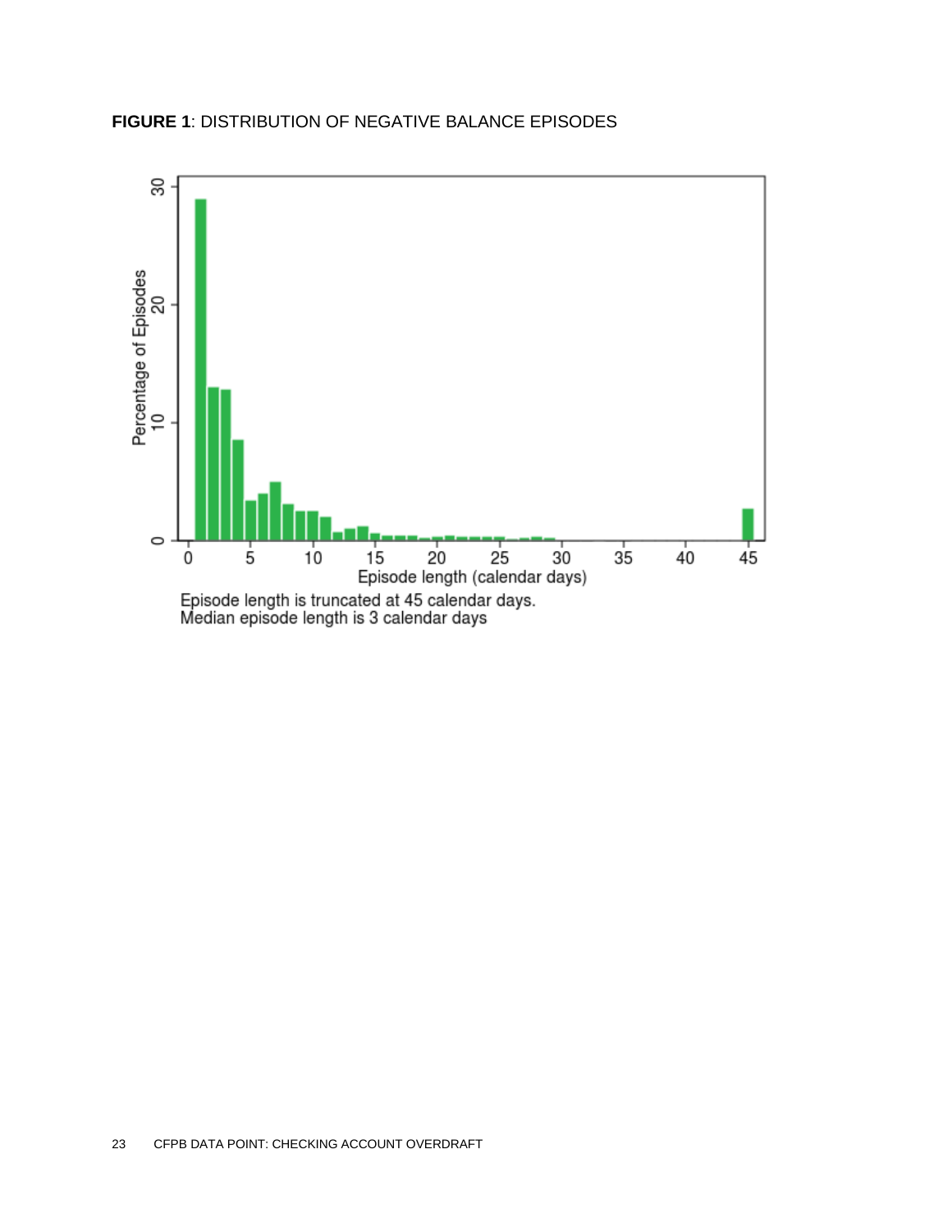**FIGURE 1**: DISTRIBUTION OF NEGATIVE BALANCE EPISODES

Percentage of Episodes

0
10
20
30

0
5
10
15
20
25
30
35
40
45

Episode length (calendar days)

Episode length is truncated at 45 calendar days.
Median episode length is 3 calendar days